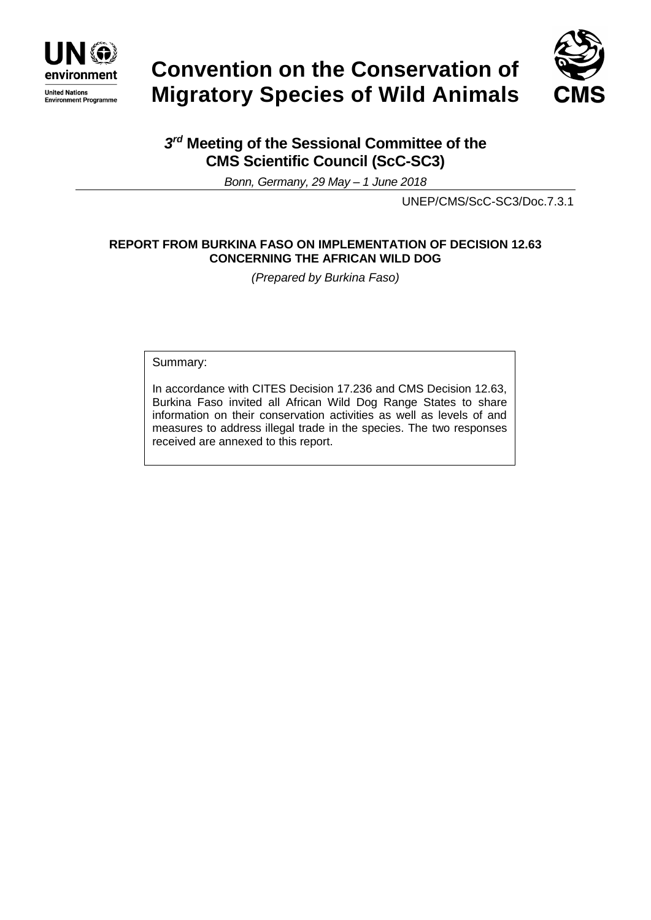United Nations Environment Programme

# Convention on the Conservation of Migratory Species of Wild Animals

CMS

## 3[rd] Meeting of the Sessional Committee of the CMS Scientific Council (ScC-SC3)

*Bonn, Germany, 29 May – 1 June 2018*

UNEP/CMS/ScC-SC3/Doc.7.3.1

**REPORT FROM BURKINA FASO ON IMPLEMENTATION OF DECISION 12.63 CONCERNING THE AFRICAN WILD DOG**

*(Prepared by Burkina Faso)*

Summary:

In accordance with CITES Decision 17.236 and CMS Decision 12.63, Burkina Faso invited all African Wild Dog Range States to share information on their conservation activities as well as levels of and measures to address illegal trade in the species. The two responses received are annexed to this report.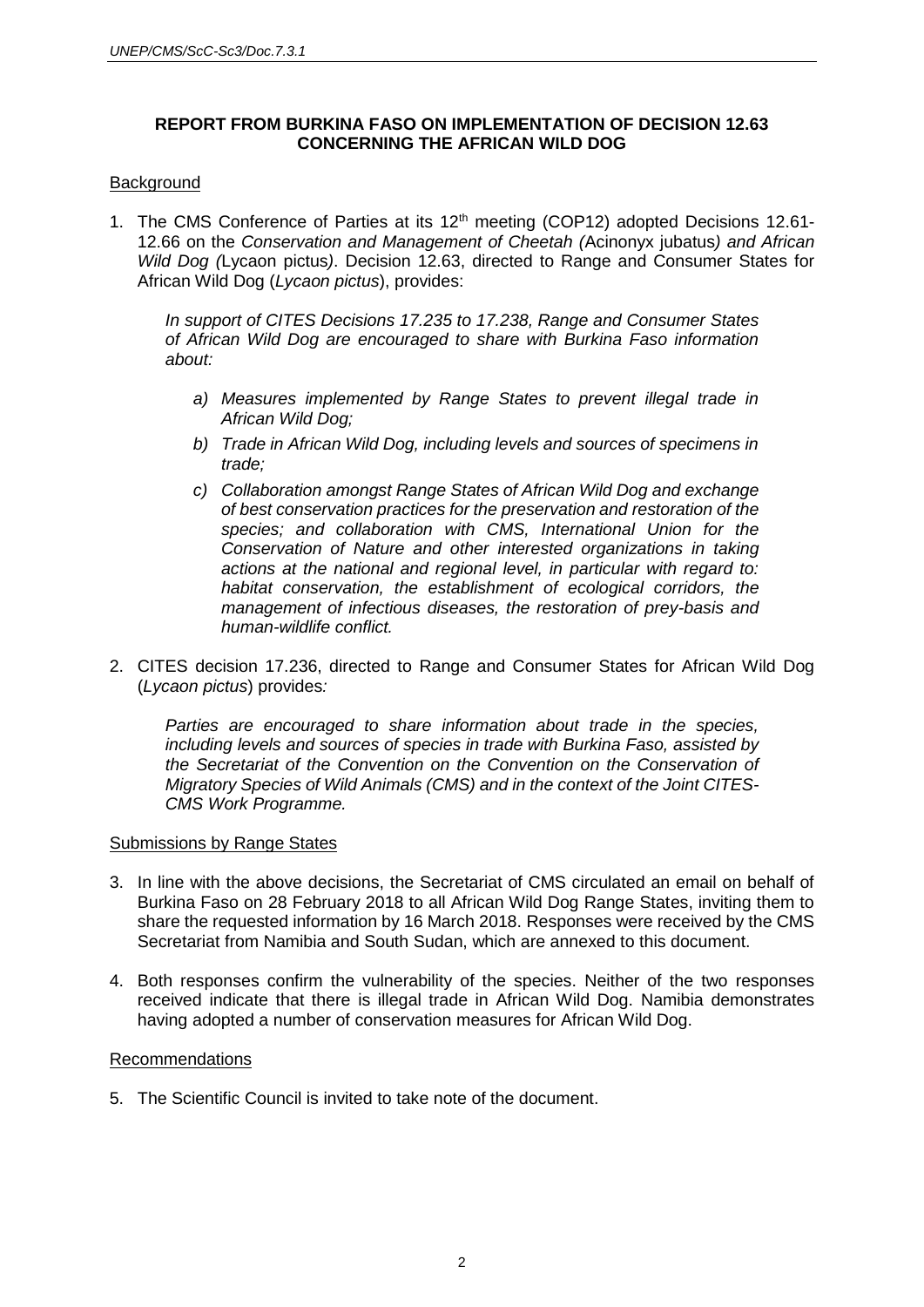**REPORT FROM BURKINA FASO ON IMPLEMENTATION OF DECISION 12.63 CONCERNING THE AFRICAN WILD DOG**

Background

1. The CMS Conference of Parties at its 12th meeting (COP12) adopted Decisions 12.61-12.66 on the *Conservation and Management of Cheetah (*Acinonyx jubatus*) and African Wild Dog (*Lycaon pictus*)*. Decision 12.63, directed to Range and Consumer States for African Wild Dog (*Lycaon pictus*), provides:

   *In support of CITES Decisions 17.235 to 17.238, Range and Consumer States of African Wild Dog are encouraged to share with Burkina Faso information about:*

   *a) Measures implemented by Range States to prevent illegal trade in African Wild Dog;*

   *b) Trade in African Wild Dog, including levels and sources of specimens in trade;*

   *c) Collaboration amongst Range States of African Wild Dog and exchange of best conservation practices for the preservation and restoration of the species; and collaboration with CMS, International Union for the Conservation of Nature and other interested organizations in taking actions at the national and regional level, in particular with regard to: habitat conservation, the establishment of ecological corridors, the management of infectious diseases, the restoration of prey-basis and human-wildlife conflict.*

2. CITES decision 17.236, directed to Range and Consumer States for African Wild Dog (*Lycaon pictus*) provides*:*

   *Parties are encouraged to share information about trade in the species, including levels and sources of species in trade with Burkina Faso, assisted by the Secretariat of the Convention on the Convention on the Conservation of Migratory Species of Wild Animals (CMS) and in the context of the Joint CITES-CMS Work Programme.*

Submissions by Range States

3. In line with the above decisions, the Secretariat of CMS circulated an email on behalf of Burkina Faso on 28 February 2018 to all African Wild Dog Range States, inviting them to share the requested information by 16 March 2018. Responses were received by the CMS Secretariat from Namibia and South Sudan, which are annexed to this document.

4. Both responses confirm the vulnerability of the species. Neither of the two responses received indicate that there is illegal trade in African Wild Dog. Namibia demonstrates having adopted a number of conservation measures for African Wild Dog.

Recommendations

5. The Scientific Council is invited to take note of the document.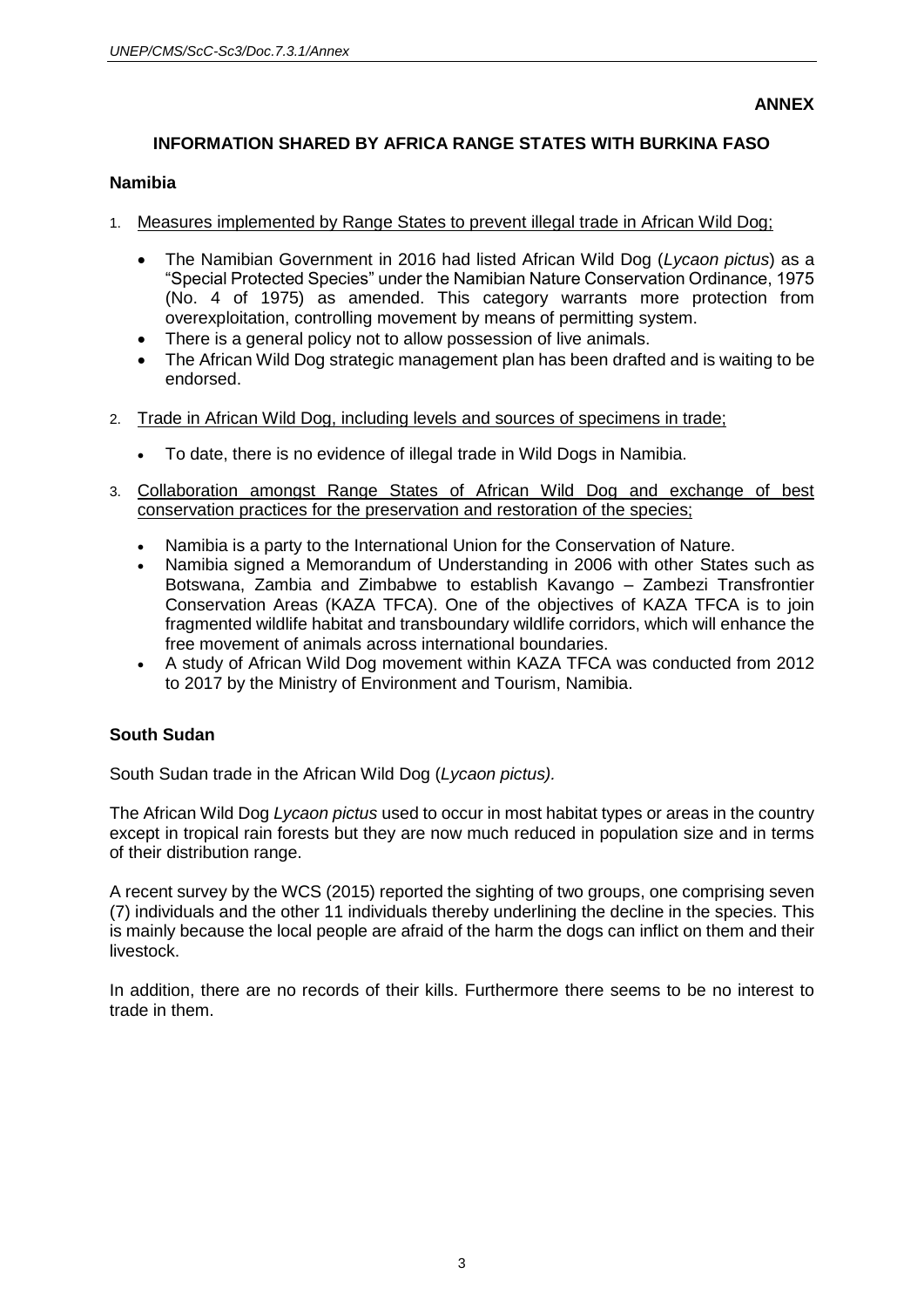**ANNEX**

## INFORMATION SHARED BY AFRICA RANGE STATES WITH BURKINA FASO

### Namibia

1. <u>Measures implemented by Range States to prevent illegal trade in African Wild Dog;</u>

   - The Namibian Government in 2016 had listed African Wild Dog (*Lycaon pictus*) as a "Special Protected Species" under the Namibian Nature Conservation Ordinance, 1975 (No. 4 of 1975) as amended. This category warrants more protection from overexploitation, controlling movement by means of permitting system.
   - There is a general policy not to allow possession of live animals.
   - The African Wild Dog strategic management plan has been drafted and is waiting to be endorsed.

2. <u>Trade in African Wild Dog, including levels and sources of specimens in trade;</u>

   - To date, there is no evidence of illegal trade in Wild Dogs in Namibia.

3. <u>Collaboration amongst Range States of African Wild Dog and exchange of best conservation practices for the preservation and restoration of the species;</u>

   - Namibia is a party to the International Union for the Conservation of Nature.
   - Namibia signed a Memorandum of Understanding in 2006 with other States such as Botswana, Zambia and Zimbabwe to establish Kavango – Zambezi Transfrontier Conservation Areas (KAZA TFCA). One of the objectives of KAZA TFCA is to join fragmented wildlife habitat and transboundary wildlife corridors, which will enhance the free movement of animals across international boundaries.
   - A study of African Wild Dog movement within KAZA TFCA was conducted from 2012 to 2017 by the Ministry of Environment and Tourism, Namibia.

### South Sudan

South Sudan trade in the African Wild Dog (*Lycaon pictus).*

The African Wild Dog *Lycaon pictus* used to occur in most habitat types or areas in the country except in tropical rain forests but they are now much reduced in population size and in terms of their distribution range.

A recent survey by the WCS (2015) reported the sighting of two groups, one comprising seven (7) individuals and the other 11 individuals thereby underlining the decline in the species. This is mainly because the local people are afraid of the harm the dogs can inflict on them and their livestock.

In addition, there are no records of their kills. Furthermore there seems to be no interest to trade in them.